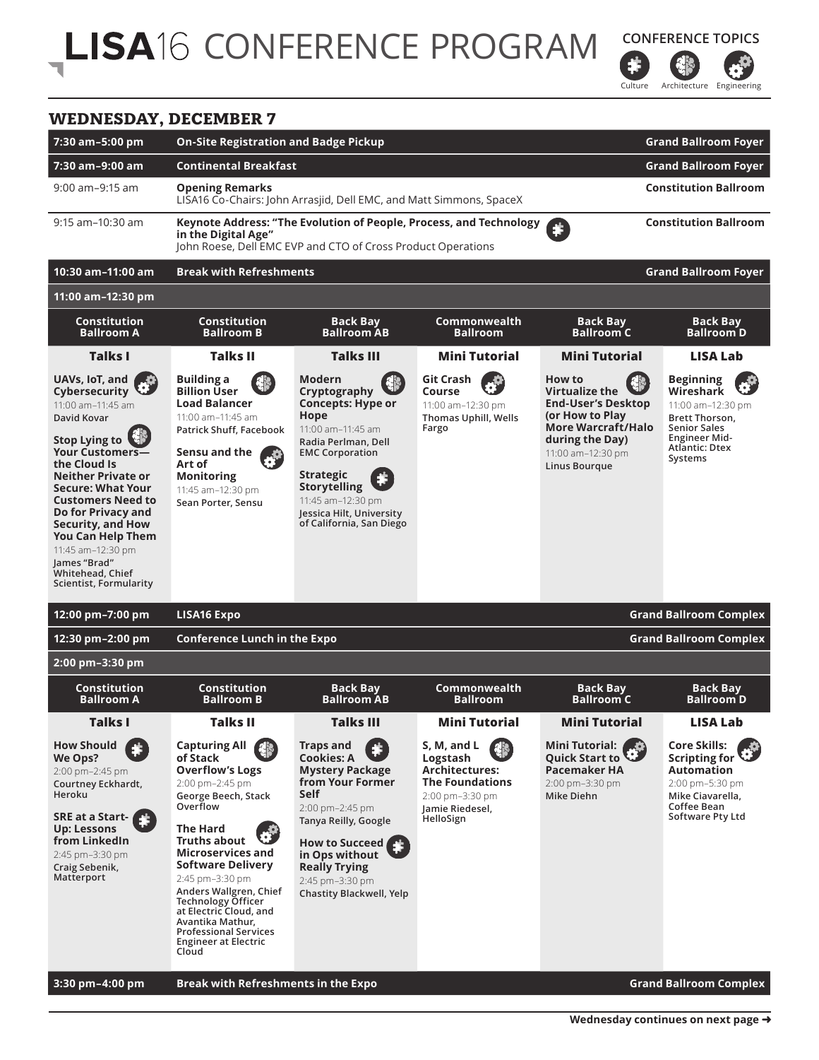# LISA16 CONFERENCE PROGRAM

CONFERENCE TOPICS: Culture, Architecture, Engineering

## WEDNESDAY, DECEMBER 7

| Time | Event | Location |
|---|---|---|
| 7:30 am–5:00 pm | **On-Site Registration and Badge Pickup** | **Grand Ballroom Foyer** |
| 7:30 am–9:00 am | **Continental Breakfast** | **Grand Ballroom Foyer** |
| 9:00 am–9:15 am | **Opening Remarks**<br>LISA16 Co-Chairs: John Arrasjid, Dell EMC, and Matt Simmons, SpaceX | **Constitution Ballroom** |
| 9:15 am–10:30 am | **Keynote Address: "The Evolution of People, Process, and Technology in the Digital Age"** (Culture)<br>John Roese, Dell EMC EVP and CTO of Cross Product Operations | **Constitution Ballroom** |
| 10:30 am–11:00 am | **Break with Refreshments** | **Grand Ballroom Foyer** |

### 11:00 am–12:30 pm

| Constitution Ballroom A | Constitution Ballroom B | Back Bay Ballroom AB | Commonwealth Ballroom | Back Bay Ballroom C | Back Bay Ballroom D |
|---|---|---|---|---|---|
| **Talks I** | **Talks II** | **Talks III** | **Mini Tutorial** | **Mini Tutorial** | **LISA Lab** |
| **UAVs, IoT, and Cybersecurity** (Engineering)<br>11:00 am–11:45 am<br>David Kovar<br><br>**Stop Lying to Your Customers—the Cloud Is Neither Private or Secure: What Your Customers Need to Do for Privacy and Security, and How You Can Help Them** (Architecture)<br>11:45 am–12:30 pm<br>James "Brad" Whitehead, Chief Scientist, Formularity | **Building a Billion User Load Balancer** (Architecture)<br>11:00 am–11:45 am<br>Patrick Shuff, Facebook<br><br>**Sensu and the Art of Monitoring** (Engineering)<br>11:45 am–12:30 pm<br>Sean Porter, Sensu | **Modern Cryptography Concepts: Hype or Hope** (Architecture)<br>11:00 am–11:45 am<br>Radia Perlman, Dell EMC Corporation<br><br>**Strategic Storytelling** (Culture)<br>11:45 am–12:30 pm<br>Jessica Hilt, University of California, San Diego | **Git Crash Course** (Engineering)<br>11:00 am–12:30 pm<br>Thomas Uphill, Wells Fargo | **How to Virtualize the End-User's Desktop (or How to Play More Warcraft/Halo during the Day)** (Architecture)<br>11:00 am–12:30 pm<br>Linus Bourque | **Beginning Wireshark** (Engineering)<br>11:00 am–12:30 pm<br>Brett Thorson, Senior Sales Engineer Mid-Atlantic: Dtex Systems |

| Time | Event | Location |
|---|---|---|
| 12:00 pm–7:00 pm | **LISA16 Expo** | **Grand Ballroom Complex** |
| 12:30 pm–2:00 pm | **Conference Lunch in the Expo** | **Grand Ballroom Complex** |

### 2:00 pm–3:30 pm

| Constitution Ballroom A | Constitution Ballroom B | Back Bay Ballroom AB | Commonwealth Ballroom | Back Bay Ballroom C | Back Bay Ballroom D |
|---|---|---|---|---|---|
| **Talks I** | **Talks II** | **Talks III** | **Mini Tutorial** | **Mini Tutorial** | **LISA Lab** |
| **How Should We Ops?** (Culture)<br>2:00 pm–2:45 pm<br>Courtney Eckhardt, Heroku<br><br>**SRE at a Start-Up: Lessons from LinkedIn** (Culture)<br>2:45 pm–3:30 pm<br>Craig Sebenik, Matterport | **Capturing All of Stack Overflow's Logs** (Architecture)<br>2:00 pm–2:45 pm<br>George Beech, Stack Overflow<br><br>**The Hard Truths about Microservices and Software Delivery** (Engineering)<br>2:45 pm–3:30 pm<br>Anders Wallgren, Chief Technology Officer at Electric Cloud, and Avantika Mathur, Professional Services Engineer at Electric Cloud | **Traps and Cookies: A Mystery Package from Your Former Self** (Culture)<br>2:00 pm–2:45 pm<br>Tanya Reilly, Google<br><br>**How to Succeed in Ops without Really Trying** (Culture)<br>2:45 pm–3:30 pm<br>Chastity Blackwell, Yelp | **S, M, and L Logstash Architectures: The Foundations** (Architecture)<br>2:00 pm–3:30 pm<br>Jamie Riedesel, HelloSign | **Mini Tutorial: Quick Start to Pacemaker HA** (Engineering)<br>2:00 pm–3:30 pm<br>Mike Diehn | **Core Skills: Scripting for Automation** (Engineering)<br>2:00 pm–5:30 pm<br>Mike Ciavarella, Coffee Bean Software Pty Ltd |

| Time | Event | Location |
|---|---|---|
| 3:30 pm–4:00 pm | **Break with Refreshments in the Expo** | **Grand Ballroom Complex** |

**Wednesday continues on next page ➜**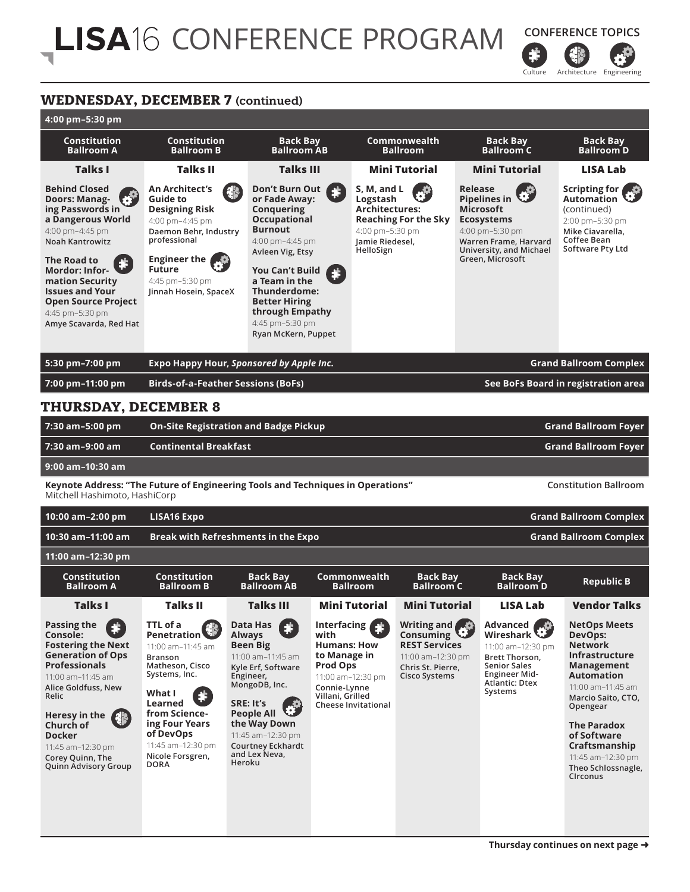# LISA16 CONFERENCE PROGRAM

CONFERENCE TOPICS: Culture, Architecture, Engineering

## WEDNESDAY, DECEMBER 7 (continued)

### 4:00 pm–5:30 pm

| Constitution Ballroom A | Constitution Ballroom B | Back Bay Ballroom AB | Commonwealth Ballroom | Back Bay Ballroom C | Back Bay Ballroom D |
|---|---|---|---|---|---|
| **Talks I** | **Talks II** | **Talks III** | **Mini Tutorial** | **Mini Tutorial** | **LISA Lab** |
| **Behind Closed Doors: Managing Passwords in a Dangerous World** 4:00 pm–4:45 pm Noah Kantrowitz<br><br>**The Road to Mordor: Information Security Issues and Your Open Source Project** 4:45 pm–5:30 pm Amye Scavarda, Red Hat | **An Architect's Guide to Designing Risk** 4:00 pm–4:45 pm Daemon Behr, Industry professional<br><br>**Engineer the Future** 4:45 pm–5:30 pm Jinnah Hosein, SpaceX | **Don't Burn Out or Fade Away: Conquering Occupational Burnout** 4:00 pm–4:45 pm Avleen Vig, Etsy<br><br>**You Can't Build a Team in the Thunderdome: Better Hiring through Empathy** 4:45 pm–5:30 pm Ryan McKern, Puppet | **S, M, and L Logstash Architectures: Reaching For the Sky** 4:00 pm–5:30 pm Jamie Riedesel, HelloSign | **Release Pipelines in Microsoft Ecosystems** 4:00 pm–5:30 pm Warren Frame, Harvard University, and Michael Green, Microsoft | **Scripting for Automation** (continued) 2:00 pm–5:30 pm Mike Ciavarella, Coffee Bean Software Pty Ltd |

| | | |
|---|---|---|
| 5:30 pm–7:00 pm | Expo Happy Hour, *Sponsored by Apple Inc.* | Grand Ballroom Complex |
| 7:00 pm–11:00 pm | Birds-of-a-Feather Sessions (BoFs) | See BoFs Board in registration area |

## THURSDAY, DECEMBER 8

| | | |
|---|---|---|
| 7:30 am–5:00 pm | On-Site Registration and Badge Pickup | Grand Ballroom Foyer |
| 7:30 am–9:00 am | Continental Breakfast | Grand Ballroom Foyer |

### 9:00 am–10:30 am

**Keynote Address: "The Future of Engineering Tools and Techniques in Operations"** — Constitution Ballroom
Mitchell Hashimoto, HashiCorp

| | | |
|---|---|---|
| 10:00 am–2:00 pm | LISA16 Expo | Grand Ballroom Complex |
| 10:30 am–11:00 am | Break with Refreshments in the Expo | Grand Ballroom Complex |

### 11:00 am–12:30 pm

| Constitution Ballroom A | Constitution Ballroom B | Back Bay Ballroom AB | Commonwealth Ballroom | Back Bay Ballroom C | Back Bay Ballroom D | Republic B |
|---|---|---|---|---|---|---|
| **Talks I** | **Talks II** | **Talks III** | **Mini Tutorial** | **Mini Tutorial** | **LISA Lab** | **Vendor Talks** |
| **Passing the Console: Fostering the Next Generation of Ops Professionals** 11:00 am–11:45 am Alice Goldfuss, New Relic<br><br>**Heresy in the Church of Docker** 11:45 am–12:30 pm Corey Quinn, The Quinn Advisory Group | **TTL of a Penetration** 11:00 am–11:45 am Branson Matheson, Cisco Systems, Inc.<br><br>**What I Learned from Science-ing Four Years of DevOps** 11:45 am–12:30 pm Nicole Forsgren, DORA | **Data Has Always Been Big** 11:00 am–11:45 am Kyle Erf, Software Engineer, MongoDB, Inc.<br><br>**SRE: It's People All the Way Down** 11:45 am–12:30 pm Courtney Eckhardt and Lex Neva, Heroku | **Interfacing with Humans: How to Manage in Prod Ops** 11:00 am–12:30 pm Connie-Lynne Villani, Grilled Cheese Invitational | **Writing and Consuming REST Services** 11:00 am–12:30 pm Chris St. Pierre, Cisco Systems | **Advanced Wireshark** 11:00 am–12:30 pm Brett Thorson, Senior Sales Engineer Mid-Atlantic: Dtex Systems | **NetOps Meets DevOps: Network Infrastructure Management Automation** 11:00 am–11:45 am Marcio Saito, CTO, Opengear<br><br>**The Paradox of Software Craftsmanship** 11:45 am–12:30 pm Theo Schlossnagle, CIrconus |

Thursday continues on next page ➜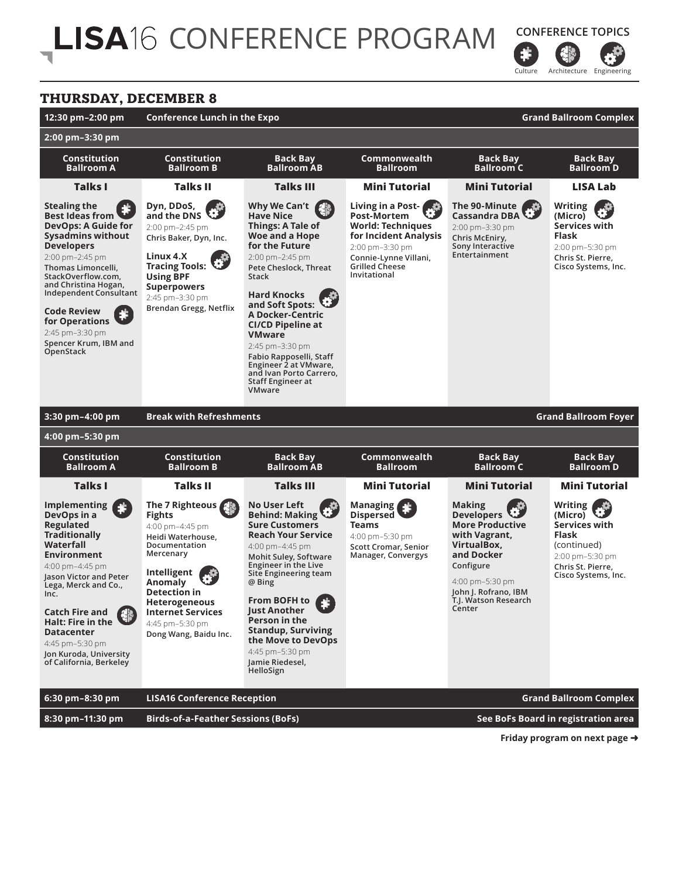# LISA16 CONFERENCE PROGRAM

CONFERENCE TOPICS: Culture, Architecture, Engineering

## THURSDAY, DECEMBER 8

**12:30 pm–2:00 pm** — **Conference Lunch in the Expo** — Grand Ballroom Complex

### 2:00 pm–3:30 pm

| Constitution Ballroom A | Constitution Ballroom B | Back Bay Ballroom AB | Commonwealth Ballroom | Back Bay Ballroom C | Back Bay Ballroom D |
|---|---|---|---|---|---|
| **Talks I** | **Talks II** | **Talks III** | **Mini Tutorial** | **Mini Tutorial** | **LISA Lab** |
| **Stealing the Best Ideas from DevOps: A Guide for Sysadmins without Developers** 2:00 pm–2:45 pm Thomas Limoncelli, StackOverflow.com, and Christina Hogan, Independent Consultant | **Dyn, DDoS, and the DNS** 2:00 pm–2:45 pm Chris Baker, Dyn, Inc. | **Why We Can't Have Nice Things: A Tale of Woe and a Hope for the Future** 2:00 pm–2:45 pm Pete Cheslock, Threat Stack | **Living in a Post-Post-Mortem World: Techniques for Incident Analysis** 2:00 pm–3:30 pm Connie-Lynne Villani, Grilled Cheese Invitational | **The 90-Minute Cassandra DBA** 2:00 pm–3:30 pm Chris McEniry, Sony Interactive Entertainment | **Writing (Micro) Services with Flask** 2:00 pm–5:30 pm Chris St. Pierre, Cisco Systems, Inc. |
| **Code Review for Operations** 2:45 pm–3:30 pm Spencer Krum, IBM and OpenStack | **Linux 4.X Tracing Tools: Using BPF Superpowers** 2:45 pm–3:30 pm Brendan Gregg, Netflix | **Hard Knocks and Soft Spots: A Docker-Centric CI/CD Pipeline at VMware** 2:45 pm–3:30 pm Fabio Rapposelli, Staff Engineer 2 at VMware, and Ivan Porto Carrero, Staff Engineer at VMware | | | |

**3:30 pm–4:00 pm** — **Break with Refreshments** — Grand Ballroom Foyer

### 4:00 pm–5:30 pm

| Constitution Ballroom A | Constitution Ballroom B | Back Bay Ballroom AB | Commonwealth Ballroom | Back Bay Ballroom C | Back Bay Ballroom D |
|---|---|---|---|---|---|
| **Talks I** | **Talks II** | **Talks III** | **Mini Tutorial** | **Mini Tutorial** | **Mini Tutorial** |
| **Implementing DevOps in a Regulated Traditionally Waterfall Environment** 4:00 pm–4:45 pm Jason Victor and Peter Lega, Merck and Co., Inc. | **The 7 Righteous Fights** 4:00 pm–4:45 pm Heidi Waterhouse, Documentation Mercenary | **No User Left Behind: Making Sure Customers Reach Your Service** 4:00 pm–4:45 pm Mohit Suley, Software Engineer in the Live Site Engineering team @ Bing | **Managing Dispersed Teams** 4:00 pm–5:30 pm Scott Cromar, Senior Manager, Convergys | **Making Developers More Productive with Vagrant, VirtualBox, and Docker** Configure 4:00 pm–5:30 pm John J. Rofrano, IBM T.J. Watson Research Center | **Writing (Micro) Services with Flask** (continued) 2:00 pm–5:30 pm Chris St. Pierre, Cisco Systems, Inc. |
| **Catch Fire and Halt: Fire in the Datacenter** 4:45 pm–5:30 pm Jon Kuroda, University of California, Berkeley | **Intelligent Anomaly Detection in Heterogeneous Internet Services** 4:45 pm–5:30 pm Dong Wang, Baidu Inc. | **From BOFH to Just Another Person in the Standup, Surviving the Move to DevOps** 4:45 pm–5:30 pm Jamie Riedesel, HelloSign | | | |

**6:30 pm–8:30 pm** — **LISA16 Conference Reception** — Grand Ballroom Complex

**8:30 pm–11:30 pm** — **Birds-of-a-Feather Sessions (BoFs)** — See BoFs Board in registration area

**Friday program on next page ➜**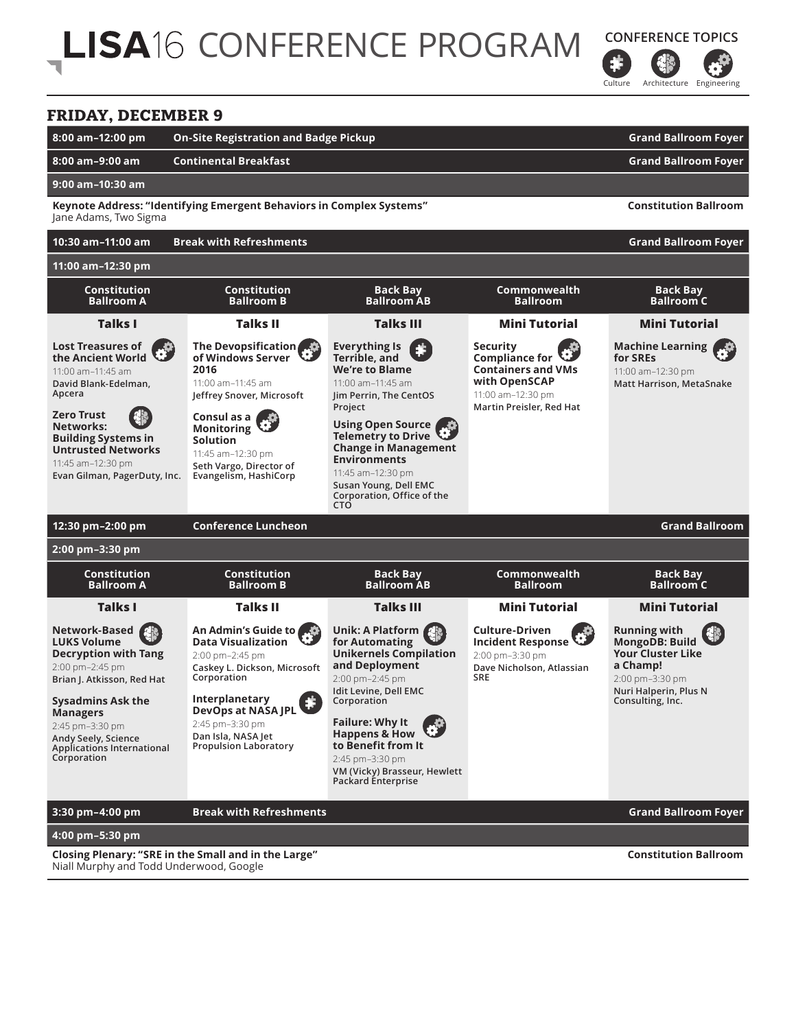# LISA16 CONFERENCE PROGRAM

CONFERENCE TOPICS: Culture, Architecture, Engineering

## FRIDAY, DECEMBER 9

**8:00 am–12:00 pm** — **On-Site Registration and Badge Pickup** — Grand Ballroom Foyer

**8:00 am–9:00 am** — **Continental Breakfast** — Grand Ballroom Foyer

**9:00 am–10:30 am**

**Keynote Address: "Identifying Emergent Behaviors in Complex Systems"** — Constitution Ballroom
Jane Adams, Two Sigma

**10:30 am–11:00 am** — **Break with Refreshments** — Grand Ballroom Foyer

**11:00 am–12:30 pm**

| Constitution Ballroom A | Constitution Ballroom B | Back Bay Ballroom AB | Commonwealth Ballroom | Back Bay Ballroom C |
|---|---|---|---|---|
| **Talks I** | **Talks II** | **Talks III** | **Mini Tutorial** | **Mini Tutorial** |
| **Lost Treasures of the Ancient World** (Engineering)<br>11:00 am–11:45 am<br>David Blank-Edelman, Apcera<br><br>**Zero Trust Networks: Building Systems in Untrusted Networks** (Architecture)<br>11:45 am–12:30 pm<br>Evan Gilman, PagerDuty, Inc. | **The Devopsification of Windows Server 2016** (Engineering)<br>11:00 am–11:45 am<br>Jeffrey Snover, Microsoft<br><br>**Consul as a Monitoring Solution** (Engineering)<br>11:45 am–12:30 pm<br>Seth Vargo, Director of Evangelism, HashiCorp | **Everything Is Terrible, and We're to Blame** (Culture)<br>11:00 am–11:45 am<br>Jim Perrin, The CentOS Project<br><br>**Using Open Source Telemetry to Drive Change in Management Environments** (Engineering)<br>11:45 am–12:30 pm<br>Susan Young, Dell EMC Corporation, Office of the CTO | **Security Compliance for Containers and VMs with OpenSCAP** (Engineering)<br>11:00 am–12:30 pm<br>Martin Preisler, Red Hat | **Machine Learning for SREs** (Engineering)<br>11:00 am–12:30 pm<br>Matt Harrison, MetaSnake |

**12:30 pm–2:00 pm** — **Conference Luncheon** — Grand Ballroom

**2:00 pm–3:30 pm**

| Constitution Ballroom A | Constitution Ballroom B | Back Bay Ballroom AB | Commonwealth Ballroom | Back Bay Ballroom C |
|---|---|---|---|---|
| **Talks I** | **Talks II** | **Talks III** | **Mini Tutorial** | **Mini Tutorial** |
| **Network-Based LUKS Volume Decryption with Tang** (Architecture)<br>2:00 pm–2:45 pm<br>Brian J. Atkisson, Red Hat<br><br>**Sysadmins Ask the Managers**<br>2:45 pm–3:30 pm<br>Andy Seely, Science Applications International Corporation | **An Admin's Guide to Data Visualization** (Engineering)<br>2:00 pm–2:45 pm<br>Caskey L. Dickson, Microsoft Corporation<br><br>**Interplanetary DevOps at NASA JPL** (Culture)<br>2:45 pm–3:30 pm<br>Dan Isla, NASA Jet Propulsion Laboratory | **Unik: A Platform for Automating Unikernels Compilation and Deployment** (Architecture)<br>2:00 pm–2:45 pm<br>Idit Levine, Dell EMC Corporation<br><br>**Failure: Why It Happens & How to Benefit from It** (Engineering)<br>2:45 pm–3:30 pm<br>VM (Vicky) Brasseur, Hewlett Packard Enterprise | **Culture-Driven Incident Response** (Engineering)<br>2:00 pm–3:30 pm<br>Dave Nicholson, Atlassian SRE | **Running with MongoDB: Build Your Cluster Like a Champ!** (Architecture)<br>2:00 pm–3:30 pm<br>Nuri Halperin, Plus N Consulting, Inc. |

**3:30 pm–4:00 pm** — **Break with Refreshments** — Grand Ballroom Foyer

**4:00 pm–5:30 pm**

**Closing Plenary: "SRE in the Small and in the Large"** — Constitution Ballroom
Niall Murphy and Todd Underwood, Google